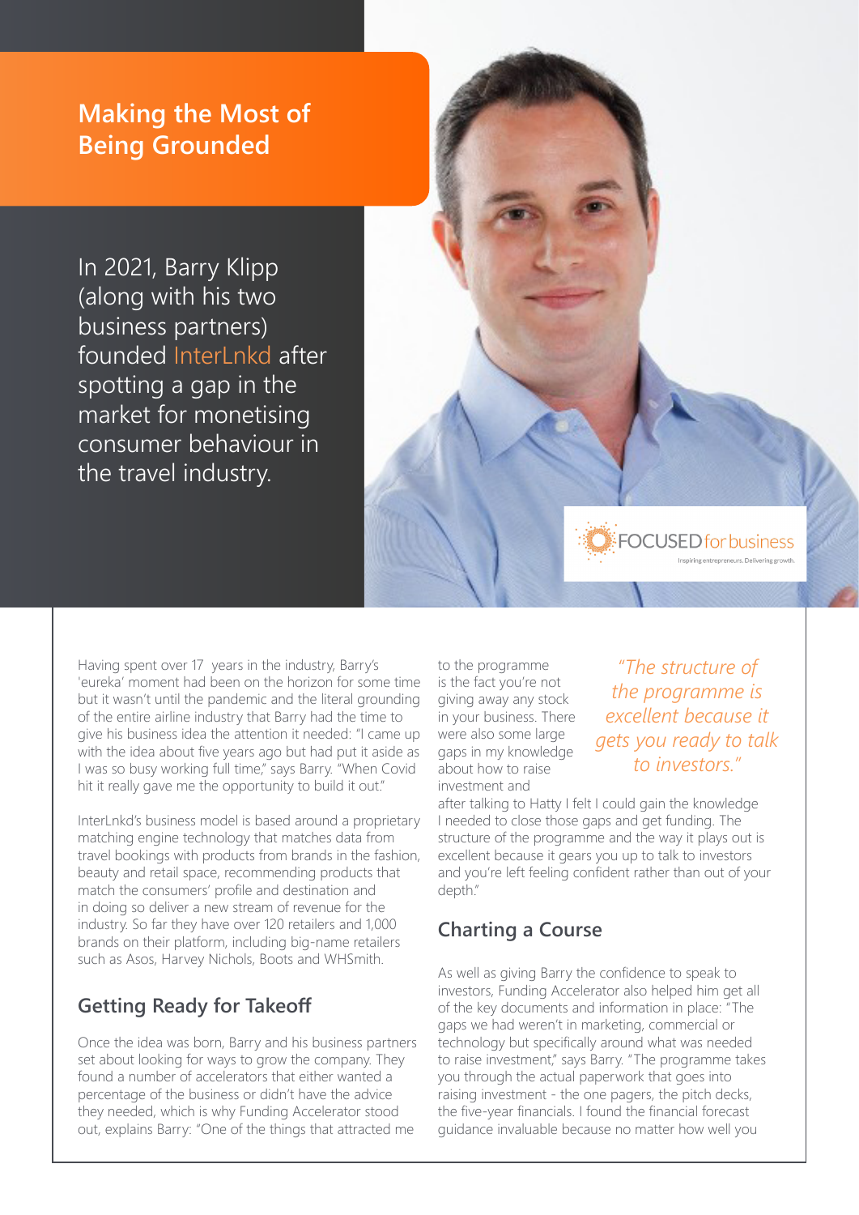# Making the Most of Being Grounded

In 2021, Barry Klipp (along with his two business partners) founded InterLnkd after spotting a gap in the market for monetising consumer behaviour in the travel industry.

FOCUSED for business
Inspiring entrepreneurs. Delivering growth.

Having spent over 17 years in the industry, Barry's 'eureka' moment had been on the horizon for some time but it wasn't until the pandemic and the literal grounding of the entire airline industry that Barry had the time to give his business idea the attention it needed: "I came up with the idea about five years ago but had put it aside as I was so busy working full time," says Barry. "When Covid hit it really gave me the opportunity to build it out."

InterLnkd's business model is based around a proprietary matching engine technology that matches data from travel bookings with products from brands in the fashion, beauty and retail space, recommending products that match the consumers' profile and destination and in doing so deliver a new stream of revenue for the industry. So far they have over 120 retailers and 1,000 brands on their platform, including big-name retailers such as Asos, Harvey Nichols, Boots and WHSmith.

## Getting Ready for Takeoff

Once the idea was born, Barry and his business partners set about looking for ways to grow the company. They found a number of accelerators that either wanted a percentage of the business or didn't have the advice they needed, which is why Funding Accelerator stood out, explains Barry: "One of the things that attracted me to the programme is the fact you're not giving away any stock in your business. There were also some large gaps in my knowledge about how to raise investment and after talking to Hatty I felt I could gain the knowledge I needed to close those gaps and get funding. The structure of the programme and the way it plays out is excellent because it gears you up to talk to investors and you're left feeling confident rather than out of your depth."

> *"The structure of the programme is excellent because it gets you ready to talk to investors."*

## Charting a Course

As well as giving Barry the confidence to speak to investors, Funding Accelerator also helped him get all of the key documents and information in place: "The gaps we had weren't in marketing, commercial or technology but specifically around what was needed to raise investment," says Barry. "The programme takes you through the actual paperwork that goes into raising investment - the one pagers, the pitch decks, the five-year financials. I found the financial forecast guidance invaluable because no matter how well you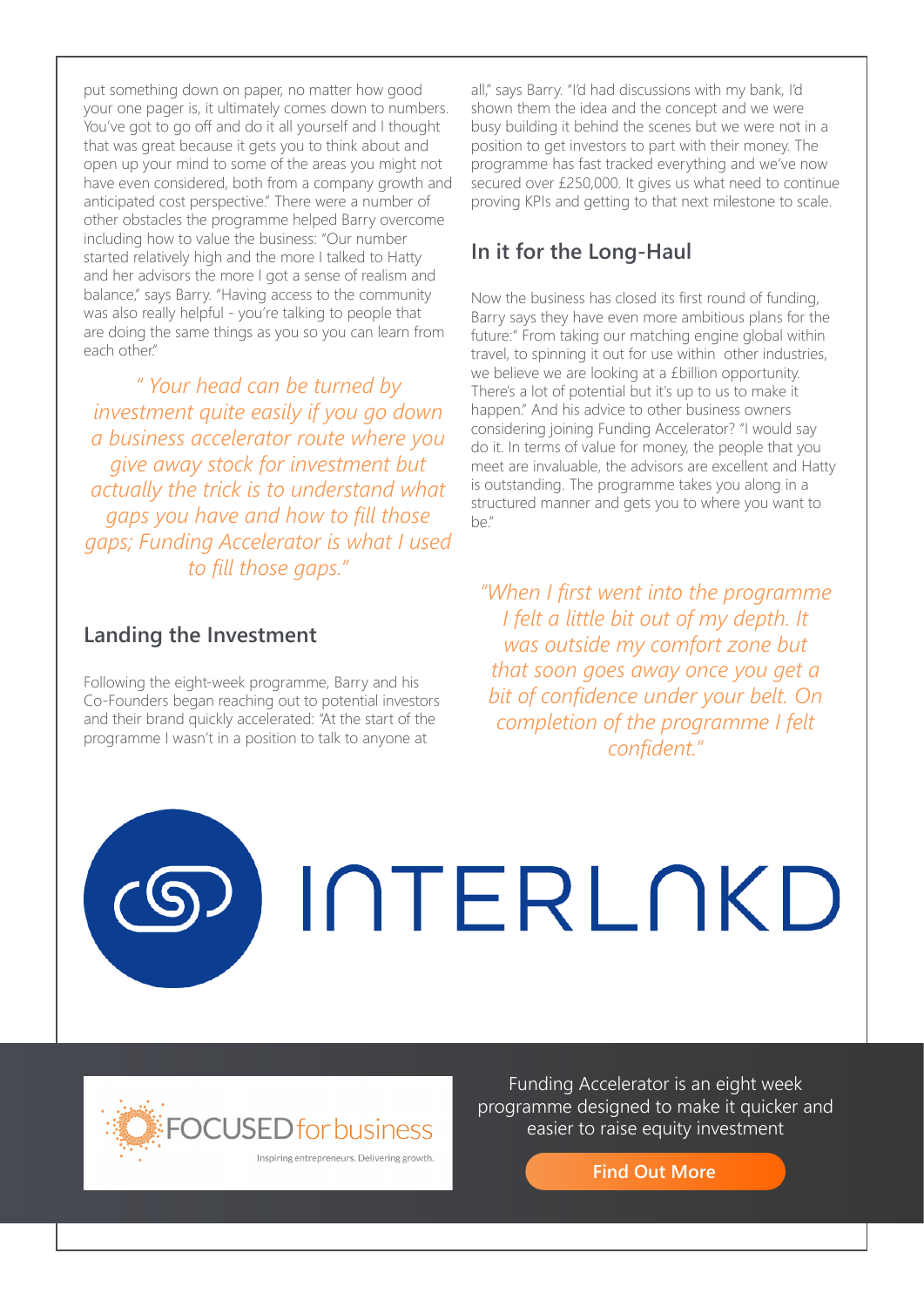put something down on paper, no matter how good your one pager is, it ultimately comes down to numbers. You've got to go off and do it all yourself and I thought that was great because it gets you to think about and open up your mind to some of the areas you might not have even considered, both from a company growth and anticipated cost perspective." There were a number of other obstacles the programme helped Barry overcome including how to value the business: "Our number started relatively high and the more I talked to Hatty and her advisors the more I got a sense of realism and balance," says Barry. "Having access to the community was also really helpful - you're talking to people that are doing the same things as you so you can learn from each other."

*" Your head can be turned by investment quite easily if you go down a business accelerator route where you give away stock for investment but actually the trick is to understand what gaps you have and how to fill those gaps; Funding Accelerator is what I used to fill those gaps."*

## Landing the Investment

Following the eight-week programme, Barry and his Co-Founders began reaching out to potential investors and their brand quickly accelerated: "At the start of the programme I wasn't in a position to talk to anyone at all," says Barry. "I'd had discussions with my bank, I'd shown them the idea and the concept and we were busy building it behind the scenes but we were not in a position to get investors to part with their money. The programme has fast tracked everything and we've now secured over £250,000. It gives us what need to continue proving KPIs and getting to that next milestone to scale.

## In it for the Long-Haul

Now the business has closed its first round of funding, Barry says they have even more ambitious plans for the future:" From taking our matching engine global within travel, to spinning it out for use within other industries, we believe we are looking at a £billion opportunity. There's a lot of potential but it's up to us to make it happen." And his advice to other business owners considering joining Funding Accelerator? "I would say do it. In terms of value for money, the people that you meet are invaluable, the advisors are excellent and Hatty is outstanding. The programme takes you along in a structured manner and gets you to where you want to be."

*"When I first went into the programme I felt a little bit out of my depth. It was outside my comfort zone but that soon goes away once you get a bit of confidence under your belt. On completion of the programme I felt confident."*

INTERLNKD

FOCUSED for business

Inspiring entrepreneurs. Delivering growth.

Funding Accelerator is an eight week programme designed to make it quicker and easier to raise equity investment

Find Out More